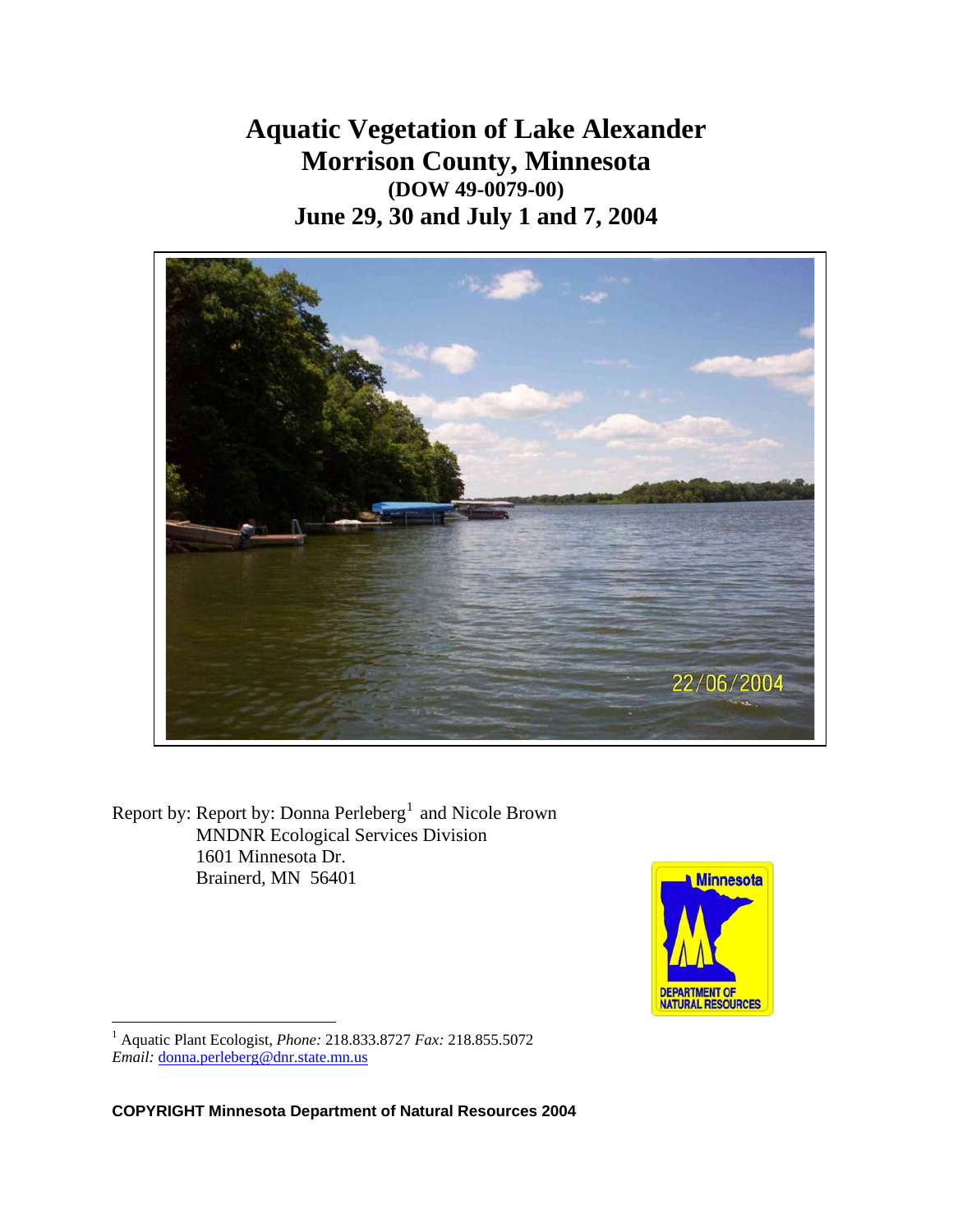# Aquatic Vegetation of Lake Alexander
# Morrison County, Minnesota
### (DOW 49-0079-00)
## June 29, 30 and July 1 and 7, 2004

Report by: Report by: Donna Perleberg[1] and Nicole Brown
MNDNR Ecological Services Division
1601 Minnesota Dr.
Brainerd, MN 56401

[1] Aquatic Plant Ecologist, *Phone:* 218.833.8727 *Fax:* 218.855.5072
*Email:* donna.perleberg@dnr.state.mn.us

**COPYRIGHT Minnesota Department of Natural Resources 2004**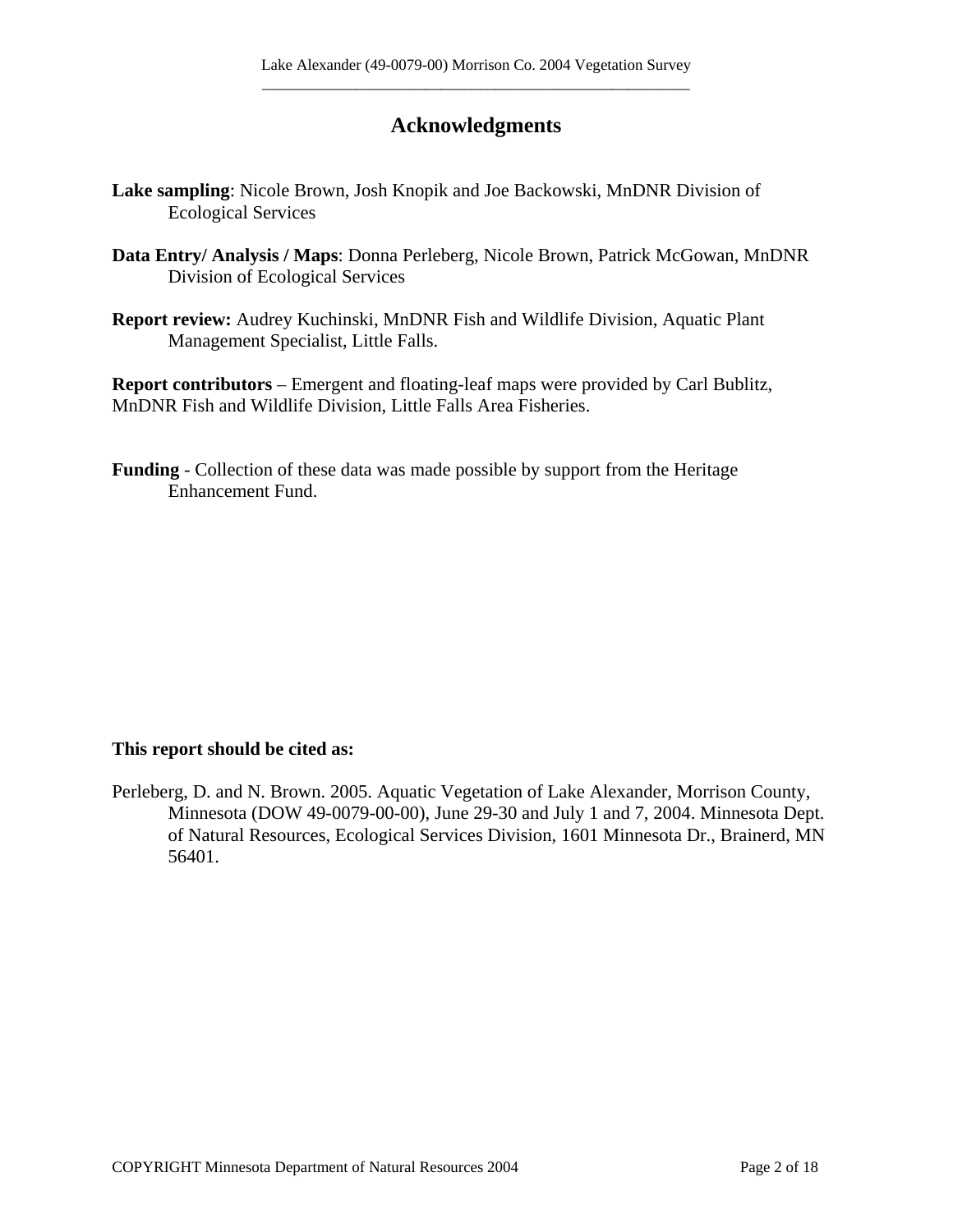# Acknowledgments

**Lake sampling**: Nicole Brown, Josh Knopik and Joe Backowski, MnDNR Division of Ecological Services

**Data Entry/ Analysis / Maps**: Donna Perleberg, Nicole Brown, Patrick McGowan, MnDNR Division of Ecological Services

**Report review:** Audrey Kuchinski, MnDNR Fish and Wildlife Division, Aquatic Plant Management Specialist, Little Falls.

**Report contributors** – Emergent and floating-leaf maps were provided by Carl Bublitz, MnDNR Fish and Wildlife Division, Little Falls Area Fisheries.

**Funding** - Collection of these data was made possible by support from the Heritage Enhancement Fund.

**This report should be cited as:**

Perleberg, D. and N. Brown. 2005. Aquatic Vegetation of Lake Alexander, Morrison County, Minnesota (DOW 49-0079-00-00), June 29-30 and July 1 and 7, 2004. Minnesota Dept. of Natural Resources, Ecological Services Division, 1601 Minnesota Dr., Brainerd, MN 56401.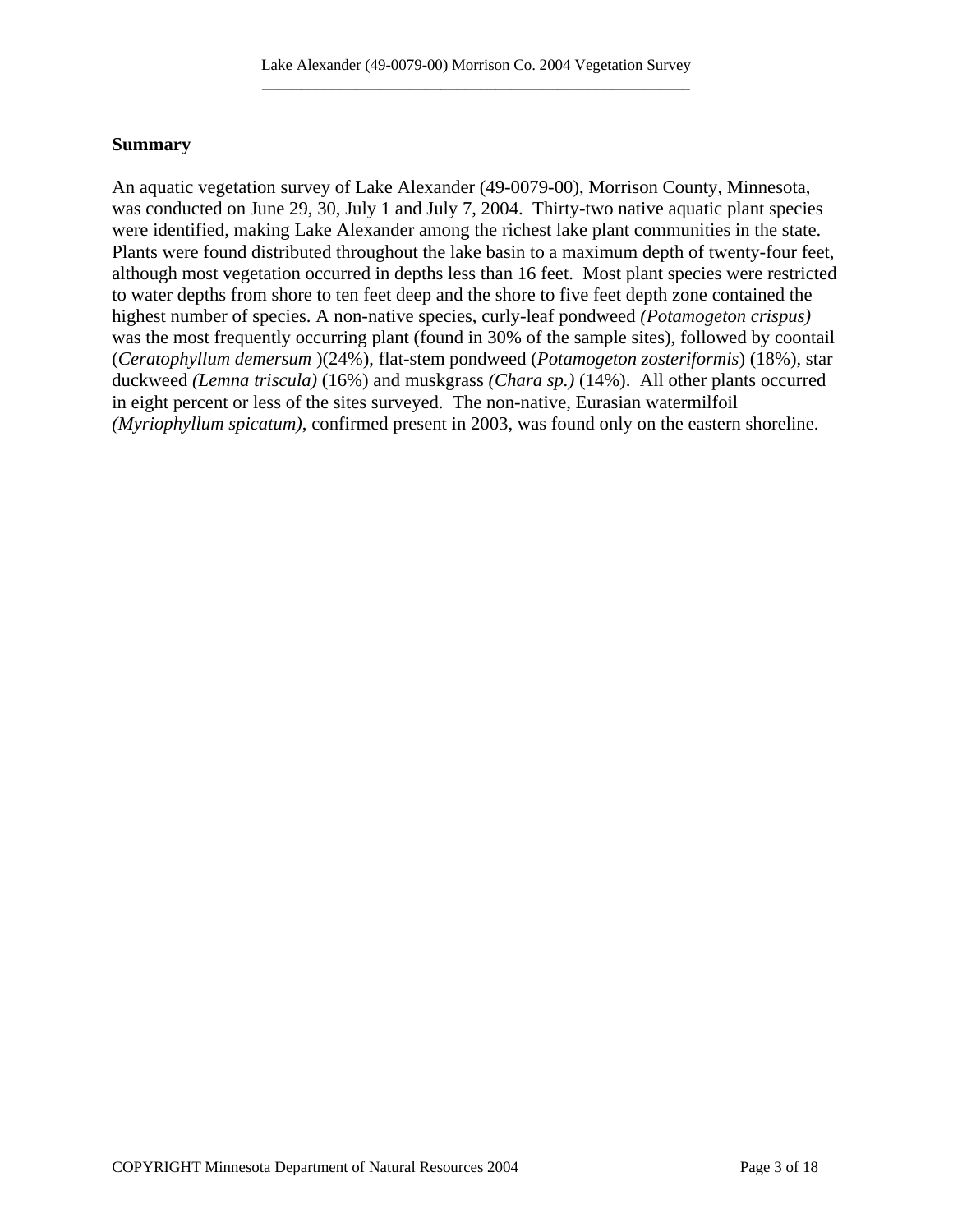## Summary

An aquatic vegetation survey of Lake Alexander (49-0079-00), Morrison County, Minnesota, was conducted on June 29, 30, July 1 and July 7, 2004. Thirty-two native aquatic plant species were identified, making Lake Alexander among the richest lake plant communities in the state. Plants were found distributed throughout the lake basin to a maximum depth of twenty-four feet, although most vegetation occurred in depths less than 16 feet. Most plant species were restricted to water depths from shore to ten feet deep and the shore to five feet depth zone contained the highest number of species. A non-native species, curly-leaf pondweed *(Potamogeton crispus)* was the most frequently occurring plant (found in 30% of the sample sites), followed by coontail (*Ceratophyllum demersum* )(24%), flat-stem pondweed (*Potamogeton zosteriformis*) (18%), star duckweed *(Lemna triscula)* (16%) and muskgrass *(Chara sp.)* (14%). All other plants occurred in eight percent or less of the sites surveyed. The non-native, Eurasian watermilfoil *(Myriophyllum spicatum)*, confirmed present in 2003, was found only on the eastern shoreline.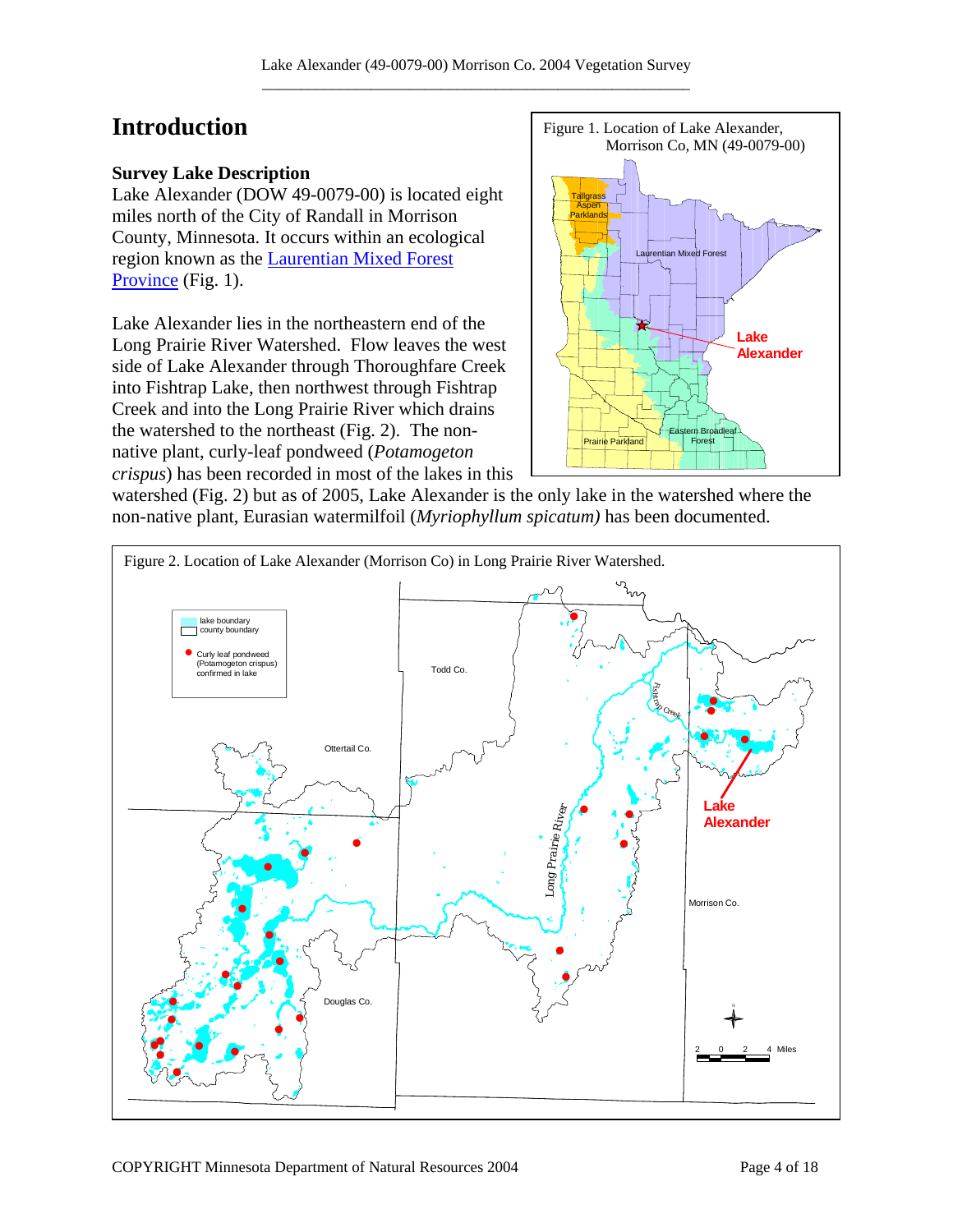# Introduction

### Survey Lake Description

Lake Alexander (DOW 49-0079-00) is located eight miles north of the City of Randall in Morrison County, Minnesota. It occurs within an ecological region known as the Laurentian Mixed Forest Province (Fig. 1).

Lake Alexander lies in the northeastern end of the Long Prairie River Watershed. Flow leaves the west side of Lake Alexander through Thoroughfare Creek into Fishtrap Lake, then northwest through Fishtrap Creek and into the Long Prairie River which drains the watershed to the northeast (Fig. 2). The non-native plant, curly-leaf pondweed (*Potamogeton crispus*) has been recorded in most of the lakes in this watershed (Fig. 2) but as of 2005, Lake Alexander is the only lake in the watershed where the non-native plant, Eurasian watermilfoil (*Myriophyllum spicatum)* has been documented.

Figure 1. Location of Lake Alexander, Morrison Co, MN (49-0079-00)

Figure 2. Location of Lake Alexander (Morrison Co) in Long Prairie River Watershed.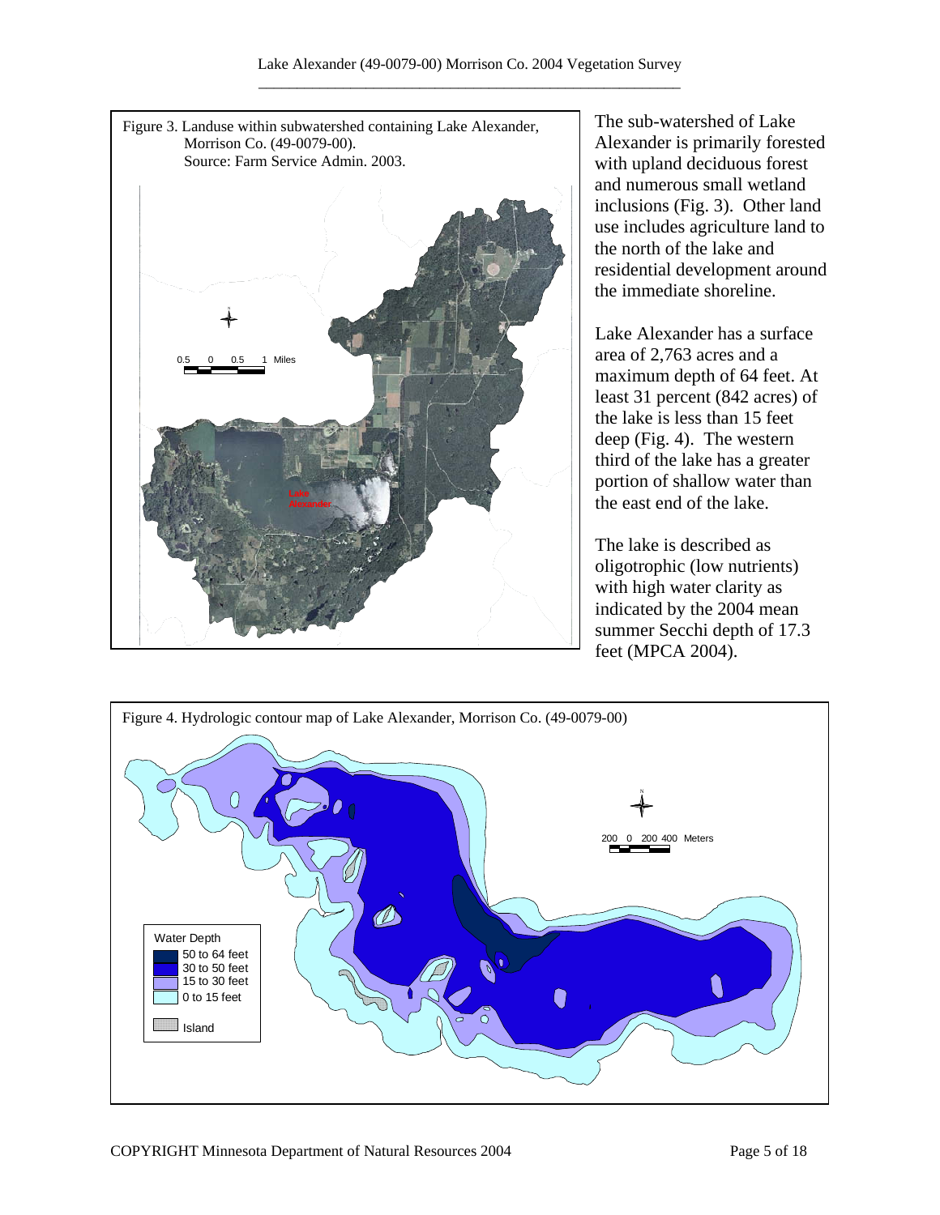Figure 3. Landuse within subwatershed containing Lake Alexander, Morrison Co. (49-0079-00). Source: Farm Service Admin. 2003.

The sub-watershed of Lake Alexander is primarily forested with upland deciduous forest and numerous small wetland inclusions (Fig. 3). Other land use includes agriculture land to the north of the lake and residential development around the immediate shoreline.

Lake Alexander has a surface area of 2,763 acres and a maximum depth of 64 feet. At least 31 percent (842 acres) of the lake is less than 15 feet deep (Fig. 4). The western third of the lake has a greater portion of shallow water than the east end of the lake.

The lake is described as oligotrophic (low nutrients) with high water clarity as indicated by the 2004 mean summer Secchi depth of 17.3 feet (MPCA 2004).

Figure 4. Hydrologic contour map of Lake Alexander, Morrison Co. (49-0079-00)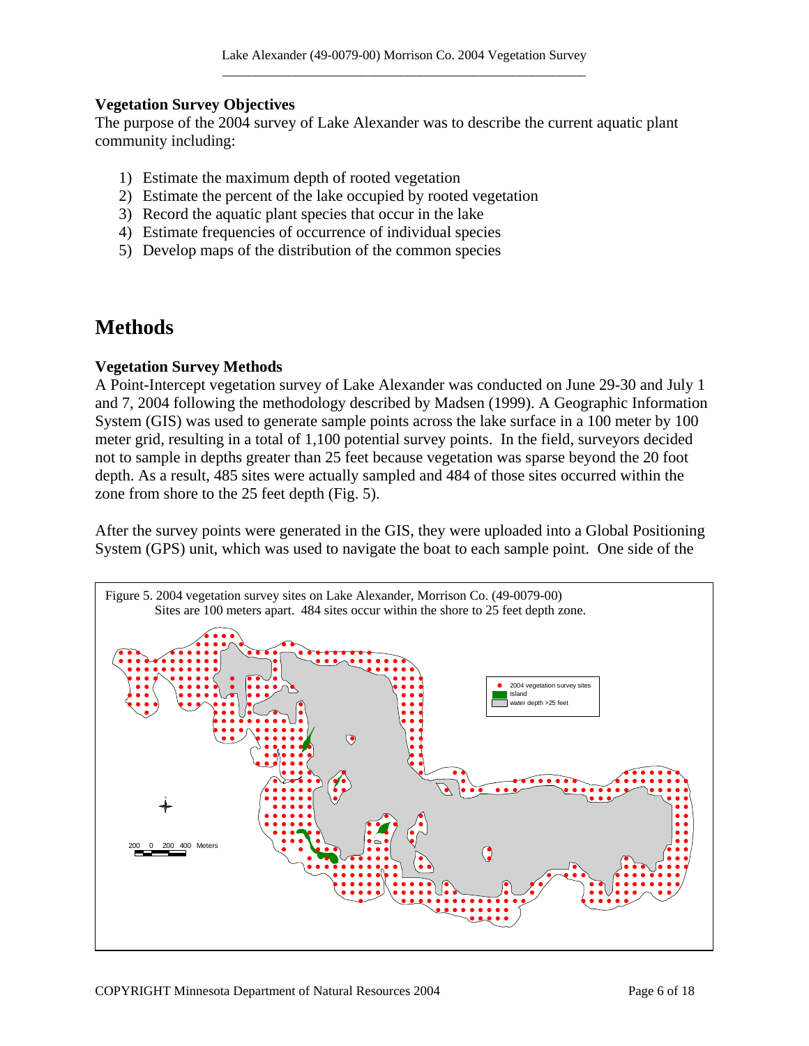### Vegetation Survey Objectives

The purpose of the 2004 survey of Lake Alexander was to describe the current aquatic plant community including:

1) Estimate the maximum depth of rooted vegetation
2) Estimate the percent of the lake occupied by rooted vegetation
3) Record the aquatic plant species that occur in the lake
4) Estimate frequencies of occurrence of individual species
5) Develop maps of the distribution of the common species

# Methods

### Vegetation Survey Methods

A Point-Intercept vegetation survey of Lake Alexander was conducted on June 29-30 and July 1 and 7, 2004 following the methodology described by Madsen (1999). A Geographic Information System (GIS) was used to generate sample points across the lake surface in a 100 meter by 100 meter grid, resulting in a total of 1,100 potential survey points. In the field, surveyors decided not to sample in depths greater than 25 feet because vegetation was sparse beyond the 20 foot depth. As a result, 485 sites were actually sampled and 484 of those sites occurred within the zone from shore to the 25 feet depth (Fig. 5).

After the survey points were generated in the GIS, they were uploaded into a Global Positioning System (GPS) unit, which was used to navigate the boat to each sample point. One side of the

Figure 5. 2004 vegetation survey sites on Lake Alexander, Morrison Co. (49-0079-00)
Sites are 100 meters apart. 484 sites occur within the shore to 25 feet depth zone.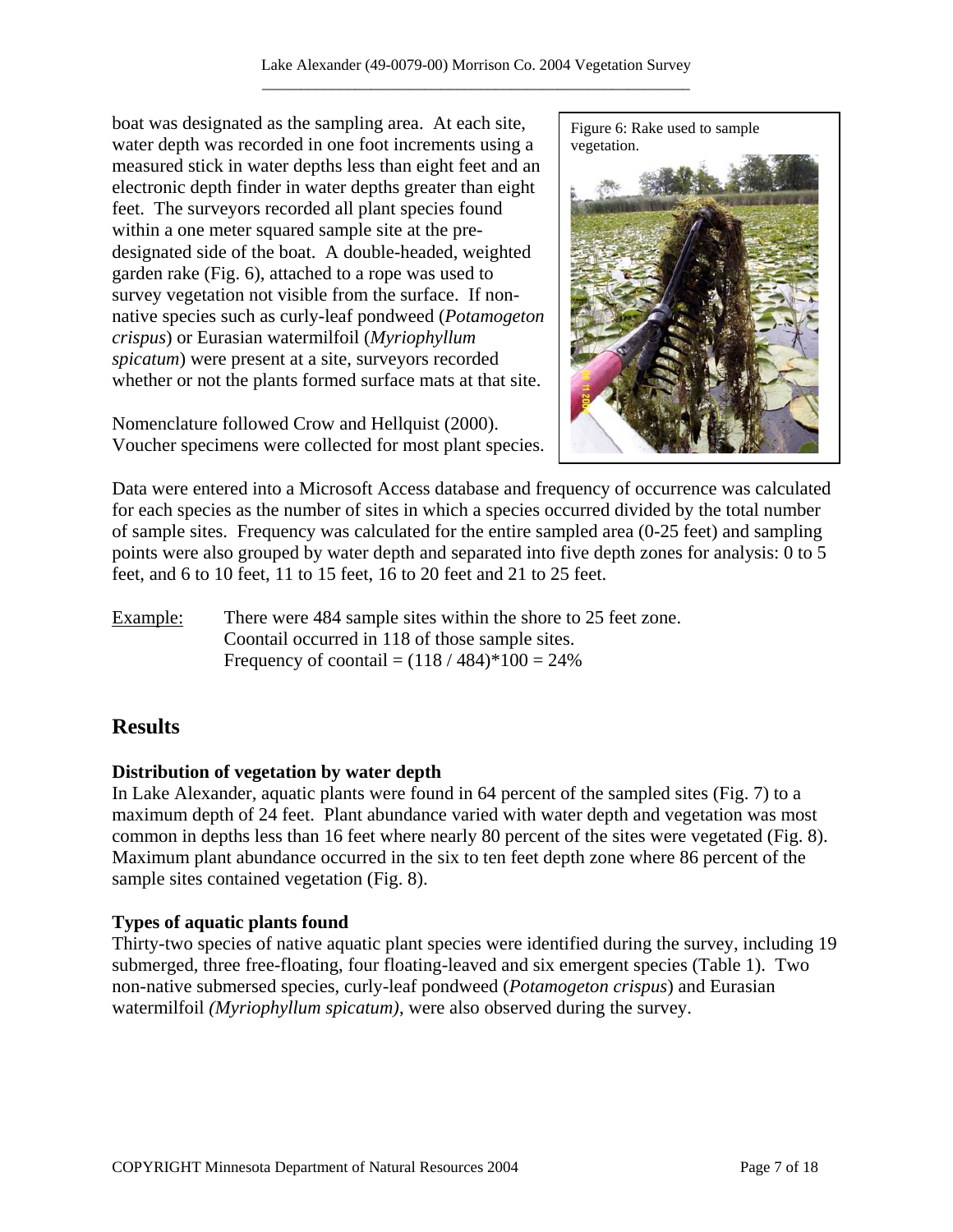boat was designated as the sampling area. At each site, water depth was recorded in one foot increments using a measured stick in water depths less than eight feet and an electronic depth finder in water depths greater than eight feet. The surveyors recorded all plant species found within a one meter squared sample site at the pre-designated side of the boat. A double-headed, weighted garden rake (Fig. 6), attached to a rope was used to survey vegetation not visible from the surface. If non-native species such as curly-leaf pondweed (*Potamogeton crispus*) or Eurasian watermilfoil (*Myriophyllum spicatum*) were present at a site, surveyors recorded whether or not the plants formed surface mats at that site.

Figure 6: Rake used to sample vegetation.

Nomenclature followed Crow and Hellquist (2000). Voucher specimens were collected for most plant species.

Data were entered into a Microsoft Access database and frequency of occurrence was calculated for each species as the number of sites in which a species occurred divided by the total number of sample sites. Frequency was calculated for the entire sampled area (0-25 feet) and sampling points were also grouped by water depth and separated into five depth zones for analysis: 0 to 5 feet, and 6 to 10 feet, 11 to 15 feet, 16 to 20 feet and 21 to 25 feet.

Example: There were 484 sample sites within the shore to 25 feet zone.
Coontail occurred in 118 of those sample sites.
Frequency of coontail = $(118 / 484)*100 = 24\%$

## Results

### Distribution of vegetation by water depth

In Lake Alexander, aquatic plants were found in 64 percent of the sampled sites (Fig. 7) to a maximum depth of 24 feet. Plant abundance varied with water depth and vegetation was most common in depths less than 16 feet where nearly 80 percent of the sites were vegetated (Fig. 8). Maximum plant abundance occurred in the six to ten feet depth zone where 86 percent of the sample sites contained vegetation (Fig. 8).

### Types of aquatic plants found

Thirty-two species of native aquatic plant species were identified during the survey, including 19 submerged, three free-floating, four floating-leaved and six emergent species (Table 1). Two non-native submersed species, curly-leaf pondweed (*Potamogeton crispus*) and Eurasian watermilfoil *(Myriophyllum spicatum)*, were also observed during the survey.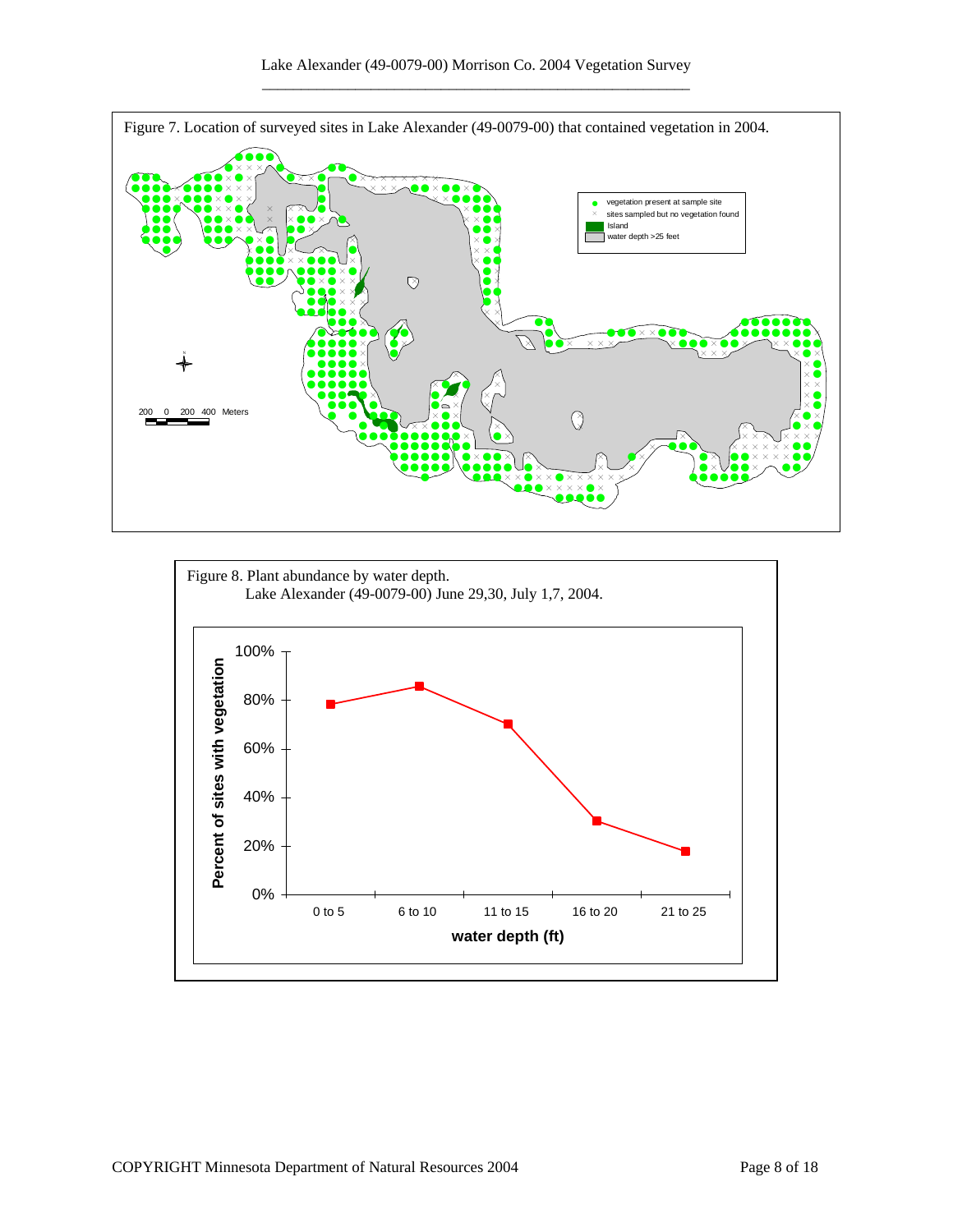Figure 7. Location of surveyed sites in Lake Alexander (49-0079-00) that contained vegetation in 2004.

Figure 8. Plant abundance by water depth.
Lake Alexander (49-0079-00) June 29,30, July 1,7, 2004.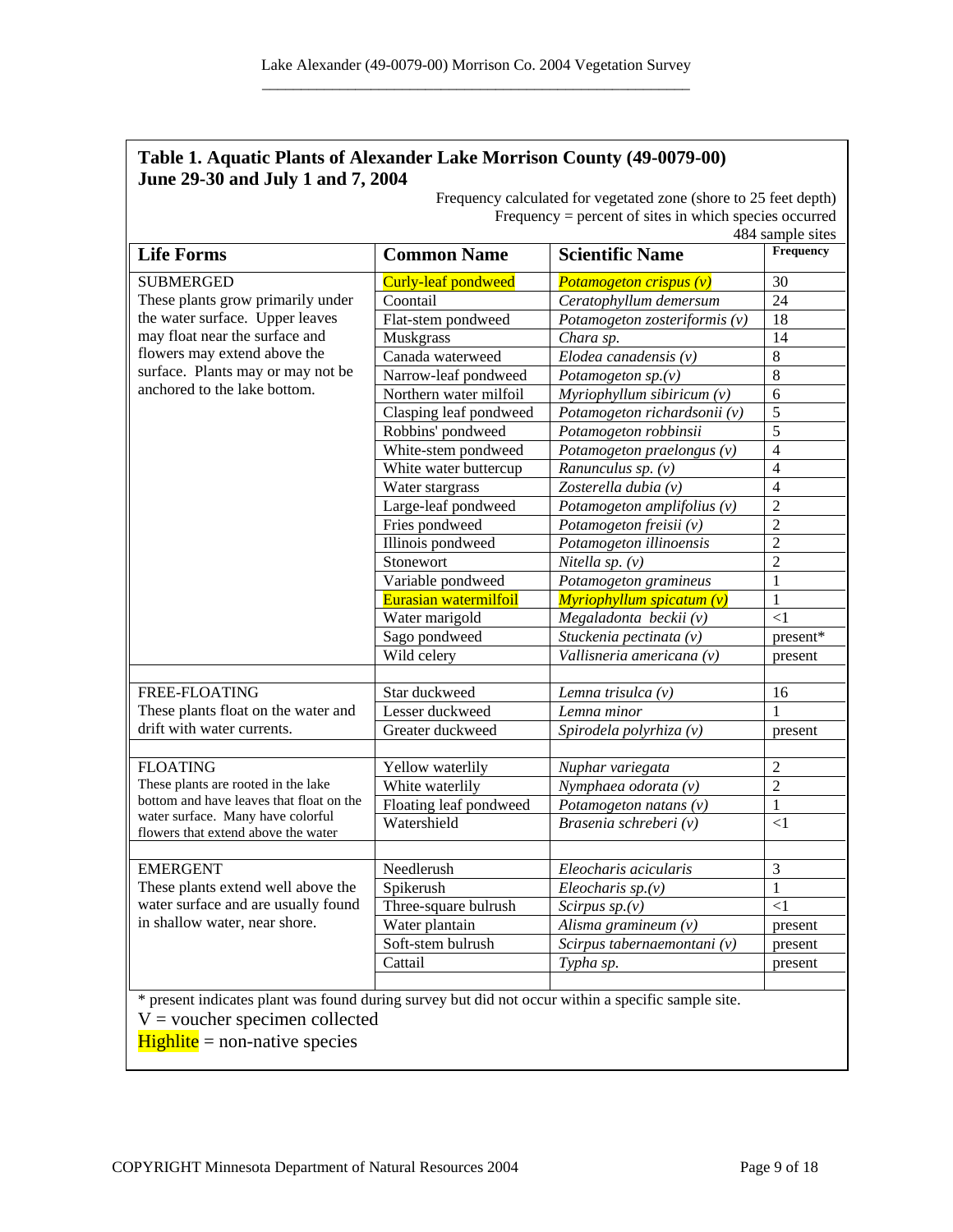**Table 1. Aquatic Plants of Alexander Lake Morrison County (49-0079-00) June 29-30 and July 1 and 7, 2004**

Frequency calculated for vegetated zone (shore to 25 feet depth)
Frequency = percent of sites in which species occurred
484 sample sites

| Life Forms | Common Name | Scientific Name | Frequency |
|---|---|---|---|
| SUBMERGED<br>These plants grow primarily under the water surface. Upper leaves may float near the surface and flowers may extend above the surface. Plants may or may not be anchored to the lake bottom. | Curly-leaf pondweed | *Potamogeton crispus (v)* | 30 |
| | Coontail | *Ceratophyllum demersum* | 24 |
| | Flat-stem pondweed | *Potamogeton zosteriformis (v)* | 18 |
| | Muskgrass | *Chara sp.* | 14 |
| | Canada waterweed | *Elodea canadensis (v)* | 8 |
| | Narrow-leaf pondweed | *Potamogeton sp.(v)* | 8 |
| | Northern water milfoil | *Myriophyllum sibiricum (v)* | 6 |
| | Clasping leaf pondweed | *Potamogeton richardsonii (v)* | 5 |
| | Robbins' pondweed | *Potamogeton robbinsii* | 5 |
| | White-stem pondweed | *Potamogeton praelongus (v)* | 4 |
| | White water buttercup | *Ranunculus sp. (v)* | 4 |
| | Water stargrass | *Zosterella dubia (v)* | 4 |
| | Large-leaf pondweed | *Potamogeton amplifolius (v)* | 2 |
| | Fries pondweed | *Potamogeton freisii (v)* | 2 |
| | Illinois pondweed | *Potamogeton illinoensis* | 2 |
| | Stonewort | *Nitella sp. (v)* | 2 |
| | Variable pondweed | *Potamogeton gramineus* | 1 |
| | Eurasian watermilfoil | *Myriophyllum spicatum (v)* | 1 |
| | Water marigold | *Megaladonta beckii (v)* | <1 |
| | Sago pondweed | *Stuckenia pectinata (v)* | present* |
| | Wild celery | *Vallisneria americana (v)* | present |
| | | | |
| FREE-FLOATING<br>These plants float on the water and drift with water currents. | Star duckweed | *Lemna trisulca (v)* | 16 |
| | Lesser duckweed | *Lemna minor* | 1 |
| | Greater duckweed | *Spirodela polyrhiza (v)* | present |
| | | | |
| FLOATING<br>These plants are rooted in the lake bottom and have leaves that float on the water surface. Many have colorful flowers that extend above the water | Yellow waterlily | *Nuphar variegata* | 2 |
| | White waterlily | *Nymphaea odorata (v)* | 2 |
| | Floating leaf pondweed | *Potamogeton natans (v)* | 1 |
| | Watershield | *Brasenia schreberi (v)* | <1 |
| | | | |
| EMERGENT<br>These plants extend well above the water surface and are usually found in shallow water, near shore. | Needlerush | *Eleocharis acicularis* | 3 |
| | Spikerush | *Eleocharis sp.(v)* | 1 |
| | Three-square bulrush | *Scirpus sp.(v)* | <1 |
| | Water plantain | *Alisma gramineum (v)* | present |
| | Soft-stem bulrush | *Scirpus tabernaemontani (v)* | present |
| | Cattail | *Typha sp.* | present |

\* present indicates plant was found during survey but did not occur within a specific sample site.

V = voucher specimen collected

Highlite = non-native species (Curly-leaf pondweed, *Potamogeton crispus*; Eurasian watermilfoil, *Myriophyllum spicatum*)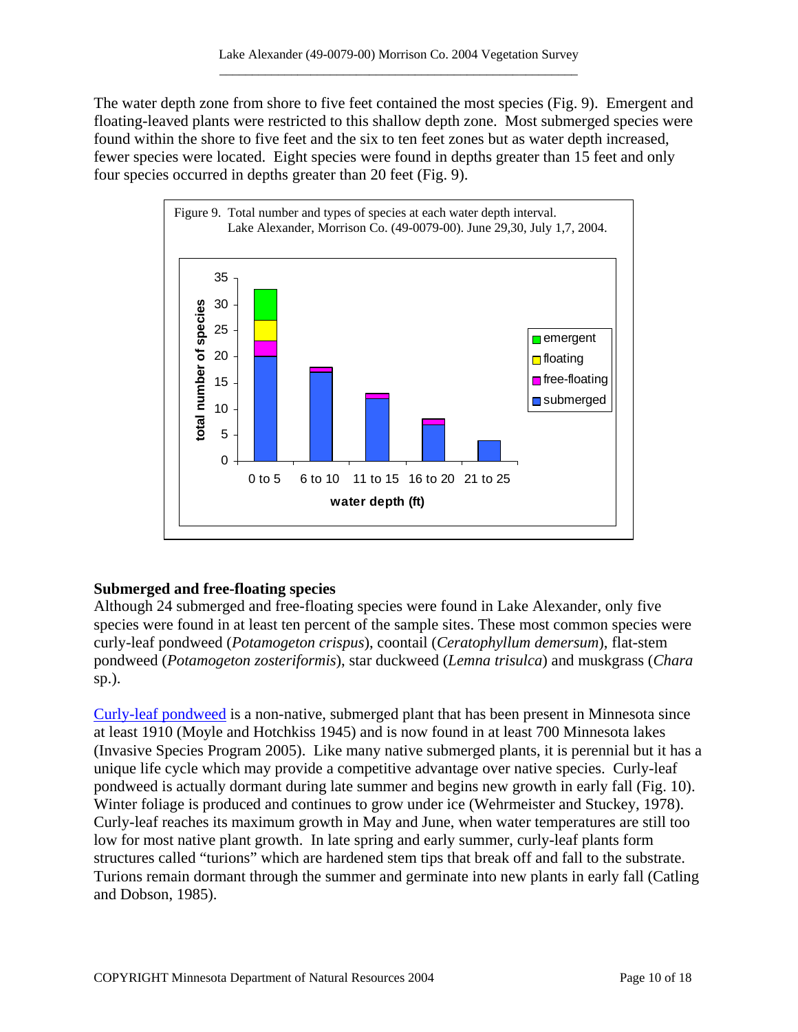The water depth zone from shore to five feet contained the most species (Fig. 9). Emergent and floating-leaved plants were restricted to this shallow depth zone. Most submerged species were found within the shore to five feet and the six to ten feet zones but as water depth increased, fewer species were located. Eight species were found in depths greater than 15 feet and only four species occurred in depths greater than 20 feet (Fig. 9).

Figure 9. Total number and types of species at each water depth interval. Lake Alexander, Morrison Co. (49-0079-00). June 29,30, July 1,7, 2004.

### Submerged and free-floating species

Although 24 submerged and free-floating species were found in Lake Alexander, only five species were found in at least ten percent of the sample sites. These most common species were curly-leaf pondweed (*Potamogeton crispus*), coontail (*Ceratophyllum demersum*), flat-stem pondweed (*Potamogeton zosteriformis*), star duckweed (*Lemna trisulca*) and muskgrass (*Chara* sp.).

Curly-leaf pondweed is a non-native, submerged plant that has been present in Minnesota since at least 1910 (Moyle and Hotchkiss 1945) and is now found in at least 700 Minnesota lakes (Invasive Species Program 2005). Like many native submerged plants, it is perennial but it has a unique life cycle which may provide a competitive advantage over native species. Curly-leaf pondweed is actually dormant during late summer and begins new growth in early fall (Fig. 10). Winter foliage is produced and continues to grow under ice (Wehrmeister and Stuckey, 1978). Curly-leaf reaches its maximum growth in May and June, when water temperatures are still too low for most native plant growth. In late spring and early summer, curly-leaf plants form structures called "turions" which are hardened stem tips that break off and fall to the substrate. Turions remain dormant through the summer and germinate into new plants in early fall (Catling and Dobson, 1985).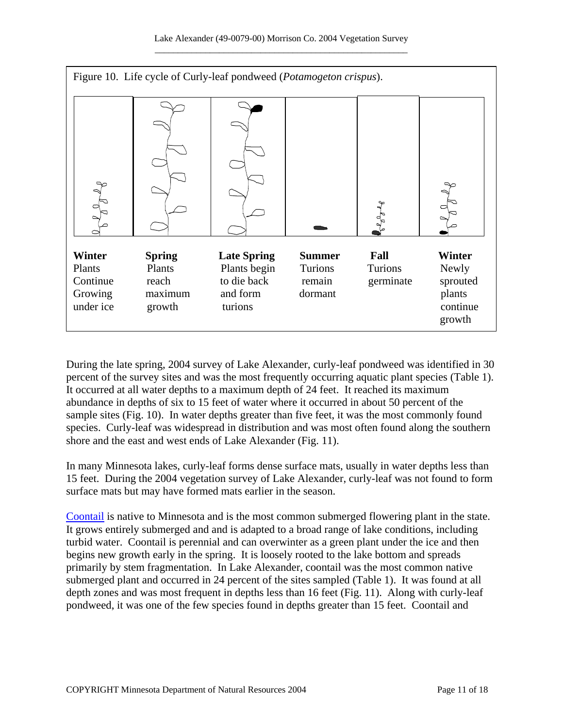Figure 10. Life cycle of Curly-leaf pondweed (*Potamogeton crispus*).

| **Winter** | **Spring** | **Late Spring** | **Summer** | **Fall** | **Winter** |
|---|---|---|---|---|---|
| Plants Continue Growing under ice | Plants reach maximum growth | Plants begin to die back and form turions | Turions remain dormant | Turions germinate | Newly sprouted plants continue growth |

During the late spring, 2004 survey of Lake Alexander, curly-leaf pondweed was identified in 30 percent of the survey sites and was the most frequently occurring aquatic plant species (Table 1). It occurred at all water depths to a maximum depth of 24 feet. It reached its maximum abundance in depths of six to 15 feet of water where it occurred in about 50 percent of the sample sites (Fig. 10). In water depths greater than five feet, it was the most commonly found species. Curly-leaf was widespread in distribution and was most often found along the southern shore and the east and west ends of Lake Alexander (Fig. 11).

In many Minnesota lakes, curly-leaf forms dense surface mats, usually in water depths less than 15 feet. During the 2004 vegetation survey of Lake Alexander, curly-leaf was not found to form surface mats but may have formed mats earlier in the season.

Coontail is native to Minnesota and is the most common submerged flowering plant in the state. It grows entirely submerged and and is adapted to a broad range of lake conditions, including turbid water. Coontail is perennial and can overwinter as a green plant under the ice and then begins new growth early in the spring. It is loosely rooted to the lake bottom and spreads primarily by stem fragmentation. In Lake Alexander, coontail was the most common native submerged plant and occurred in 24 percent of the sites sampled (Table 1). It was found at all depth zones and was most frequent in depths less than 16 feet (Fig. 11). Along with curly-leaf pondweed, it was one of the few species found in depths greater than 15 feet. Coontail and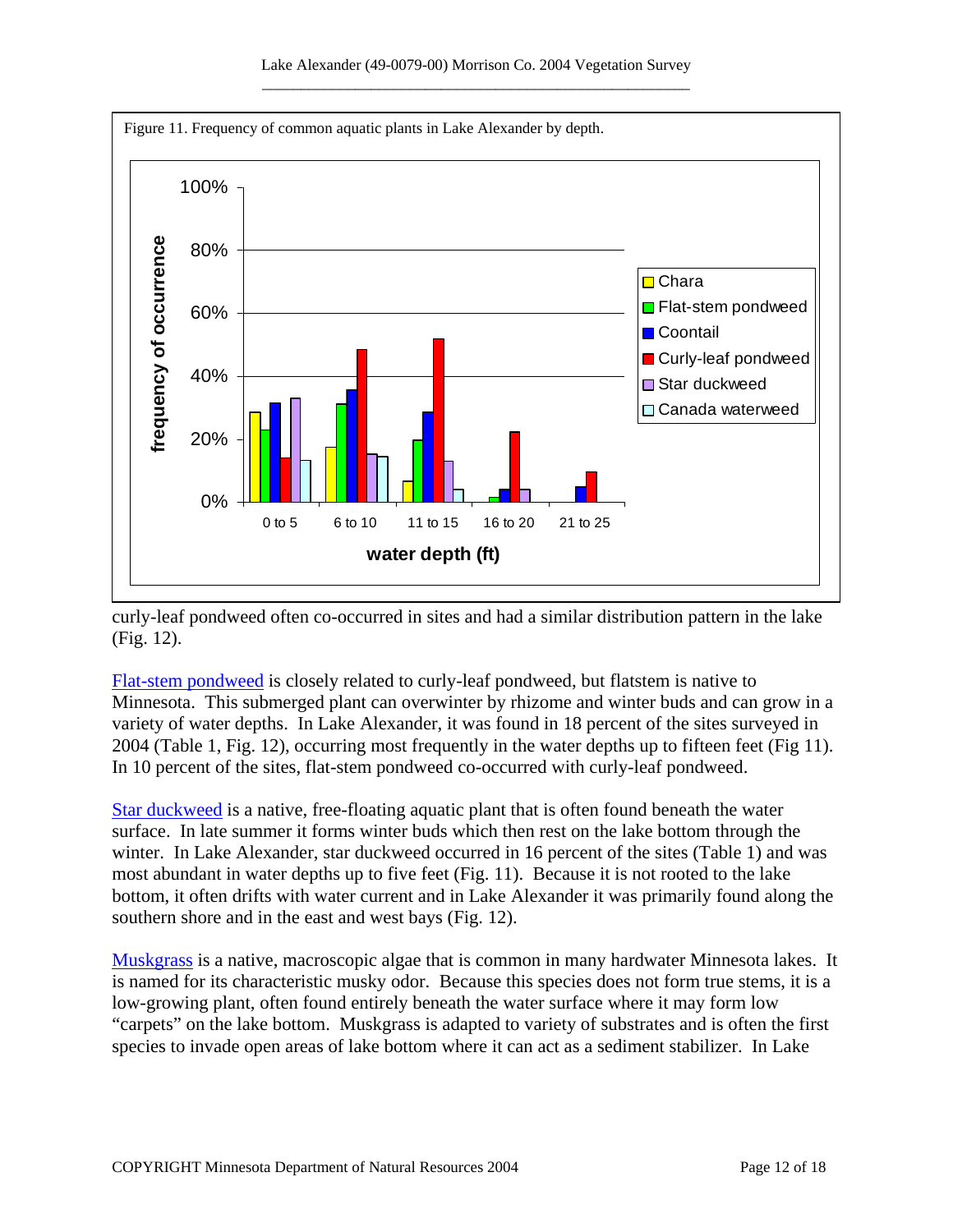Figure 11. Frequency of common aquatic plants in Lake Alexander by depth.

curly-leaf pondweed often co-occurred in sites and had a similar distribution pattern in the lake (Fig. 12).

Flat-stem pondweed is closely related to curly-leaf pondweed, but flatstem is native to Minnesota. This submerged plant can overwinter by rhizome and winter buds and can grow in a variety of water depths. In Lake Alexander, it was found in 18 percent of the sites surveyed in 2004 (Table 1, Fig. 12), occurring most frequently in the water depths up to fifteen feet (Fig 11). In 10 percent of the sites, flat-stem pondweed co-occurred with curly-leaf pondweed.

Star duckweed is a native, free-floating aquatic plant that is often found beneath the water surface. In late summer it forms winter buds which then rest on the lake bottom through the winter. In Lake Alexander, star duckweed occurred in 16 percent of the sites (Table 1) and was most abundant in water depths up to five feet (Fig. 11). Because it is not rooted to the lake bottom, it often drifts with water current and in Lake Alexander it was primarily found along the southern shore and in the east and west bays (Fig. 12).

Muskgrass is a native, macroscopic algae that is common in many hardwater Minnesota lakes. It is named for its characteristic musky odor. Because this species does not form true stems, it is a low-growing plant, often found entirely beneath the water surface where it may form low "carpets" on the lake bottom. Muskgrass is adapted to variety of substrates and is often the first species to invade open areas of lake bottom where it can act as a sediment stabilizer. In Lake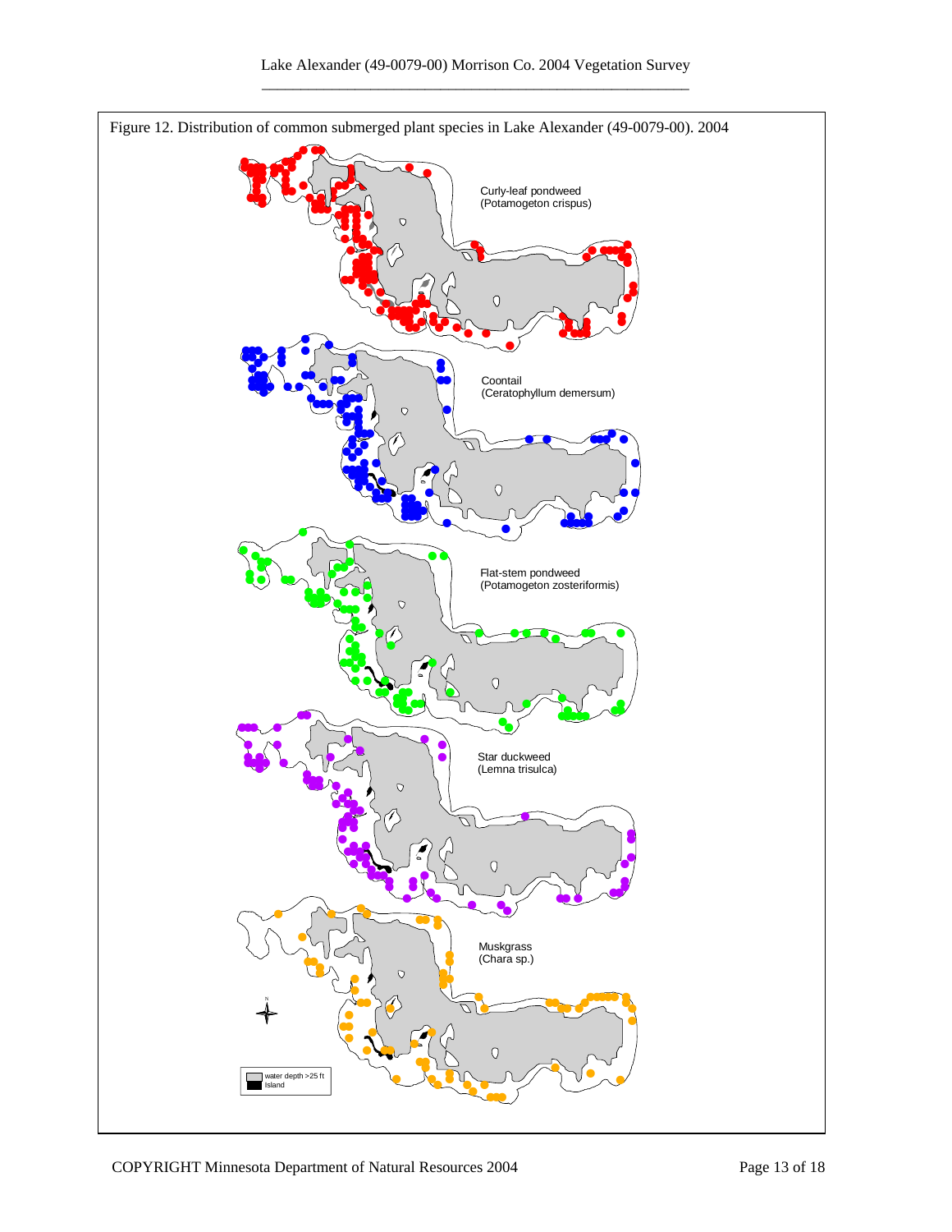Figure 12. Distribution of common submerged plant species in Lake Alexander (49-0079-00). 2004

Curly-leaf pondweed
(Potamogeton crispus)

Coontail
(Ceratophyllum demersum)

Flat-stem pondweed
(Potamogeton zosteriformis)

Star duckweed
(Lemna trisulca)

Muskgrass
(Chara sp.)

water depth >25 ft
Island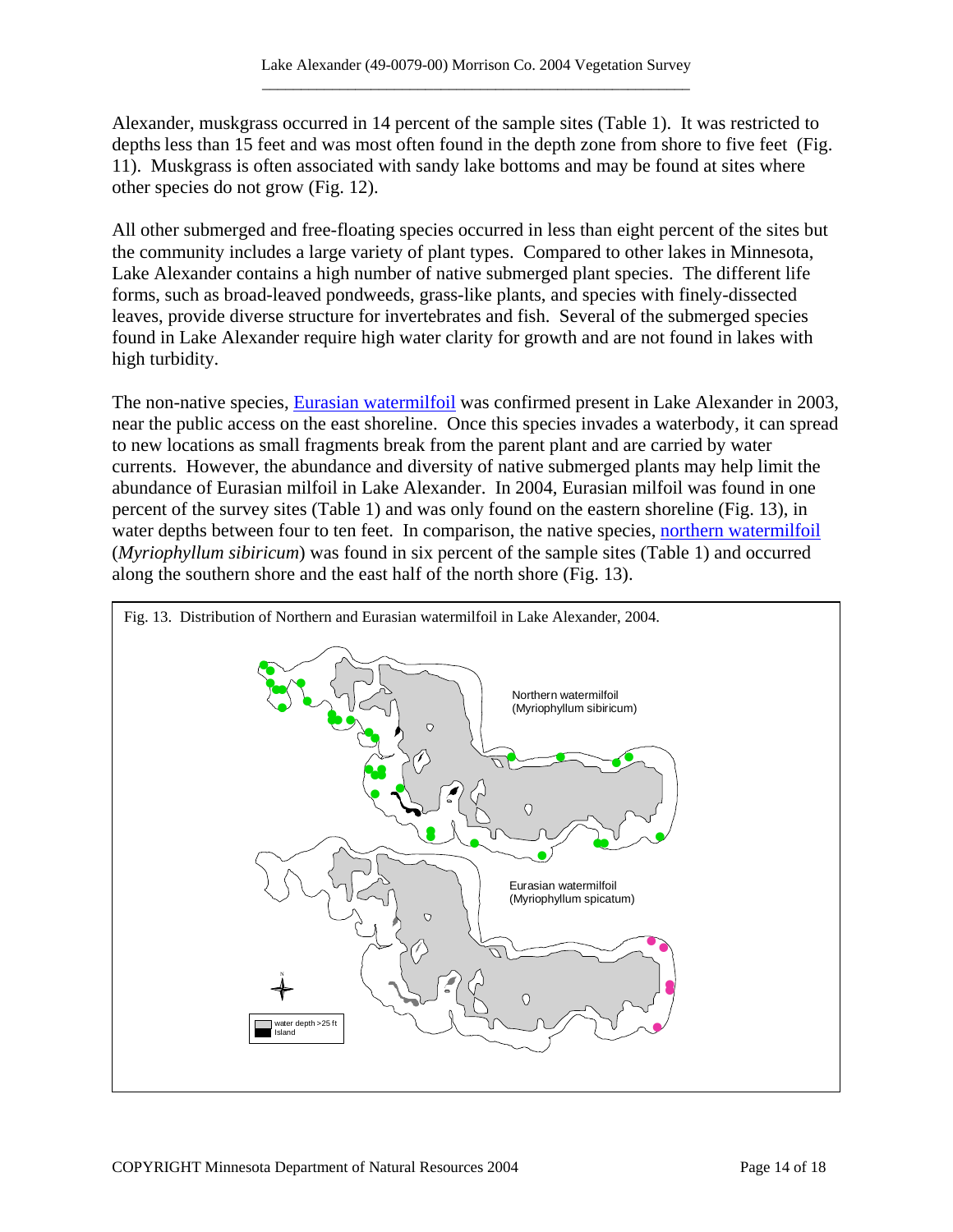Alexander, muskgrass occurred in 14 percent of the sample sites (Table 1). It was restricted to depths less than 15 feet and was most often found in the depth zone from shore to five feet (Fig. 11). Muskgrass is often associated with sandy lake bottoms and may be found at sites where other species do not grow (Fig. 12).

All other submerged and free-floating species occurred in less than eight percent of the sites but the community includes a large variety of plant types. Compared to other lakes in Minnesota, Lake Alexander contains a high number of native submerged plant species. The different life forms, such as broad-leaved pondweeds, grass-like plants, and species with finely-dissected leaves, provide diverse structure for invertebrates and fish. Several of the submerged species found in Lake Alexander require high water clarity for growth and are not found in lakes with high turbidity.

The non-native species, Eurasian watermilfoil was confirmed present in Lake Alexander in 2003, near the public access on the east shoreline. Once this species invades a waterbody, it can spread to new locations as small fragments break from the parent plant and are carried by water currents. However, the abundance and diversity of native submerged plants may help limit the abundance of Eurasian milfoil in Lake Alexander. In 2004, Eurasian milfoil was found in one percent of the survey sites (Table 1) and was only found on the eastern shoreline (Fig. 13), in water depths between four to ten feet. In comparison, the native species, northern watermilfoil (*Myriophyllum sibiricum*) was found in six percent of the sample sites (Table 1) and occurred along the southern shore and the east half of the north shore (Fig. 13).

Fig. 13. Distribution of Northern and Eurasian watermilfoil in Lake Alexander, 2004.

Northern watermilfoil (Myriophyllum sibiricum)

Eurasian watermilfoil (Myriophyllum spicatum)

water depth >25 ft
Island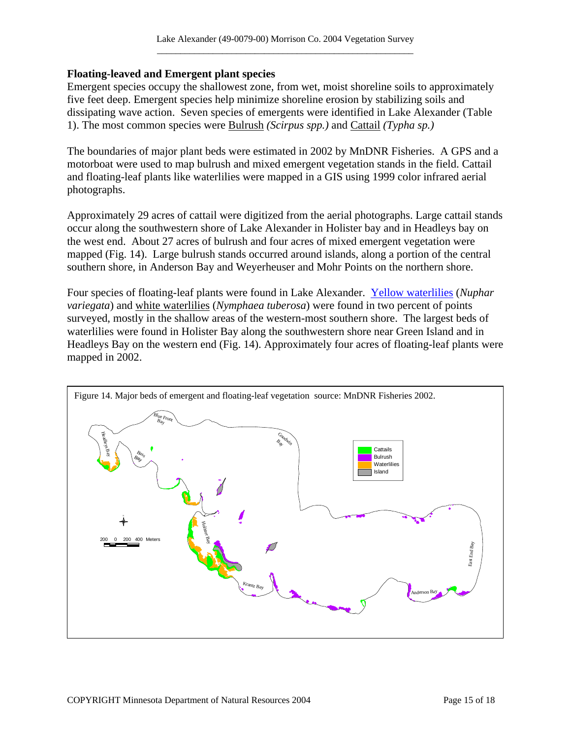## Floating-leaved and Emergent plant species

Emergent species occupy the shallowest zone, from wet, moist shoreline soils to approximately five feet deep. Emergent species help minimize shoreline erosion by stabilizing soils and dissipating wave action. Seven species of emergents were identified in Lake Alexander (Table 1). The most common species were Bulrush *(Scirpus spp.)* and Cattail *(Typha sp.)*

The boundaries of major plant beds were estimated in 2002 by MnDNR Fisheries. A GPS and a motorboat were used to map bulrush and mixed emergent vegetation stands in the field. Cattail and floating-leaf plants like waterlilies were mapped in a GIS using 1999 color infrared aerial photographs.

Approximately 29 acres of cattail were digitized from the aerial photographs. Large cattail stands occur along the southwestern shore of Lake Alexander in Holister bay and in Headleys bay on the west end. About 27 acres of bulrush and four acres of mixed emergent vegetation were mapped (Fig. 14). Large bulrush stands occurred around islands, along a portion of the central southern shore, in Anderson Bay and Weyerheuser and Mohr Points on the northern shore.

Four species of floating-leaf plants were found in Lake Alexander. Yellow waterlilies (*Nuphar variegata*) and white waterlilies (*Nymphaea tuberosa*) were found in two percent of points surveyed, mostly in the shallow areas of the western-most southern shore. The largest beds of waterlilies were found in Holister Bay along the southwestern shore near Green Island and in Headleys Bay on the western end (Fig. 14). Approximately four acres of floating-leaf plants were mapped in 2002.

Figure 14. Major beds of emergent and floating-leaf vegetation source: MnDNR Fisheries 2002.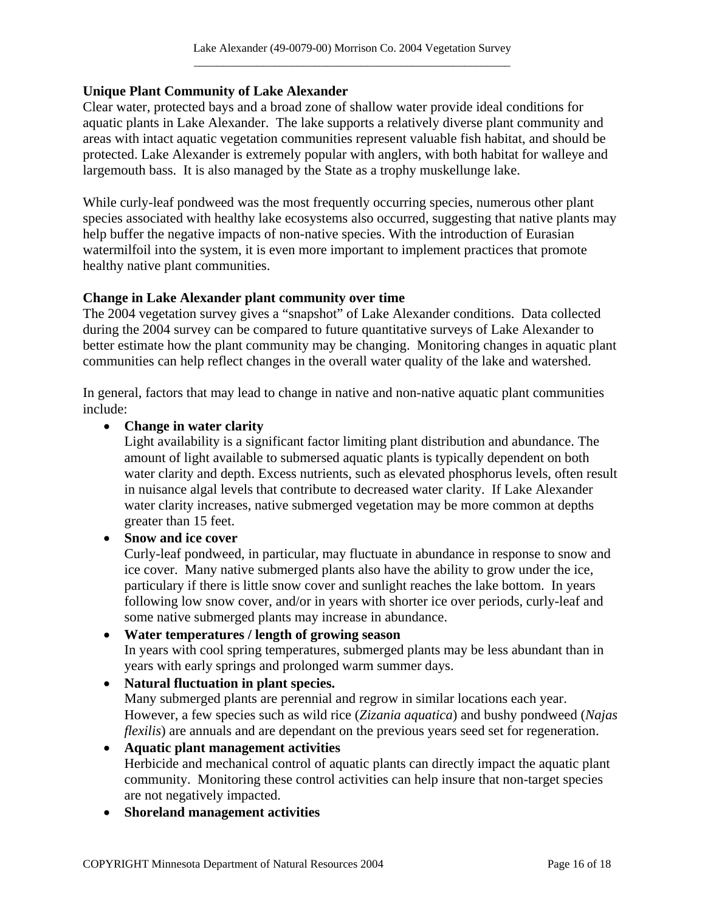**Unique Plant Community of Lake Alexander**

Clear water, protected bays and a broad zone of shallow water provide ideal conditions for aquatic plants in Lake Alexander. The lake supports a relatively diverse plant community and areas with intact aquatic vegetation communities represent valuable fish habitat, and should be protected. Lake Alexander is extremely popular with anglers, with both habitat for walleye and largemouth bass. It is also managed by the State as a trophy muskellunge lake.

While curly-leaf pondweed was the most frequently occurring species, numerous other plant species associated with healthy lake ecosystems also occurred, suggesting that native plants may help buffer the negative impacts of non-native species. With the introduction of Eurasian watermilfoil into the system, it is even more important to implement practices that promote healthy native plant communities.

**Change in Lake Alexander plant community over time**

The 2004 vegetation survey gives a "snapshot" of Lake Alexander conditions. Data collected during the 2004 survey can be compared to future quantitative surveys of Lake Alexander to better estimate how the plant community may be changing. Monitoring changes in aquatic plant communities can help reflect changes in the overall water quality of the lake and watershed.

In general, factors that may lead to change in native and non-native aquatic plant communities include:

- **Change in water clarity**
  Light availability is a significant factor limiting plant distribution and abundance. The amount of light available to submersed aquatic plants is typically dependent on both water clarity and depth. Excess nutrients, such as elevated phosphorus levels, often result in nuisance algal levels that contribute to decreased water clarity. If Lake Alexander water clarity increases, native submerged vegetation may be more common at depths greater than 15 feet.
- **Snow and ice cover**
  Curly-leaf pondweed, in particular, may fluctuate in abundance in response to snow and ice cover. Many native submerged plants also have the ability to grow under the ice, particulary if there is little snow cover and sunlight reaches the lake bottom. In years following low snow cover, and/or in years with shorter ice over periods, curly-leaf and some native submerged plants may increase in abundance.
- **Water temperatures / length of growing season**
  In years with cool spring temperatures, submerged plants may be less abundant than in years with early springs and prolonged warm summer days.
- **Natural fluctuation in plant species.**
  Many submerged plants are perennial and regrow in similar locations each year. However, a few species such as wild rice (*Zizania aquatica*) and bushy pondweed (*Najas flexilis*) are annuals and are dependant on the previous years seed set for regeneration.
- **Aquatic plant management activities**
  Herbicide and mechanical control of aquatic plants can directly impact the aquatic plant community. Monitoring these control activities can help insure that non-target species are not negatively impacted.
- **Shoreland management activities**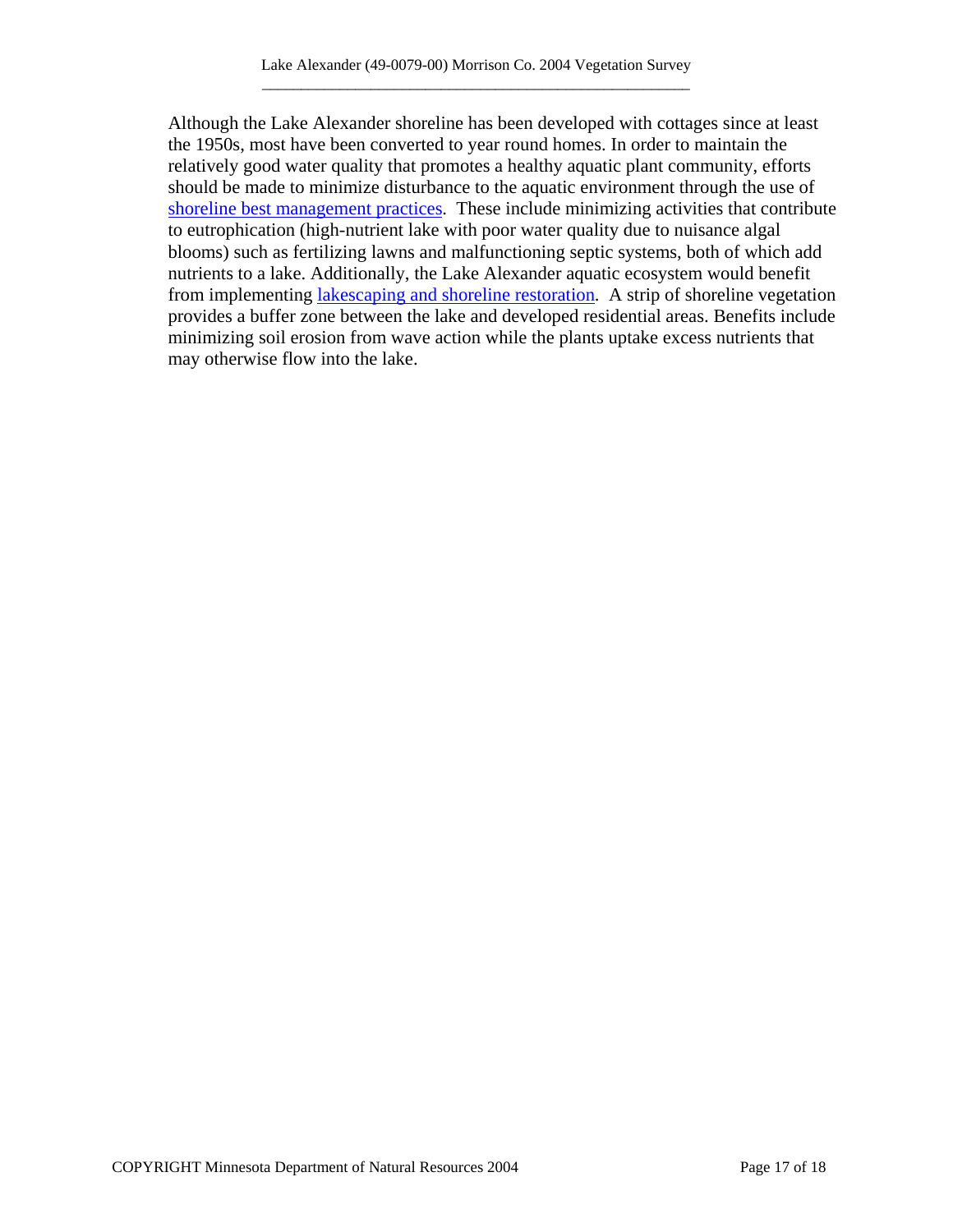Although the Lake Alexander shoreline has been developed with cottages since at least the 1950s, most have been converted to year round homes. In order to maintain the relatively good water quality that promotes a healthy aquatic plant community, efforts should be made to minimize disturbance to the aquatic environment through the use of shoreline best management practices. These include minimizing activities that contribute to eutrophication (high-nutrient lake with poor water quality due to nuisance algal blooms) such as fertilizing lawns and malfunctioning septic systems, both of which add nutrients to a lake. Additionally, the Lake Alexander aquatic ecosystem would benefit from implementing lakescaping and shoreline restoration. A strip of shoreline vegetation provides a buffer zone between the lake and developed residential areas. Benefits include minimizing soil erosion from wave action while the plants uptake excess nutrients that may otherwise flow into the lake.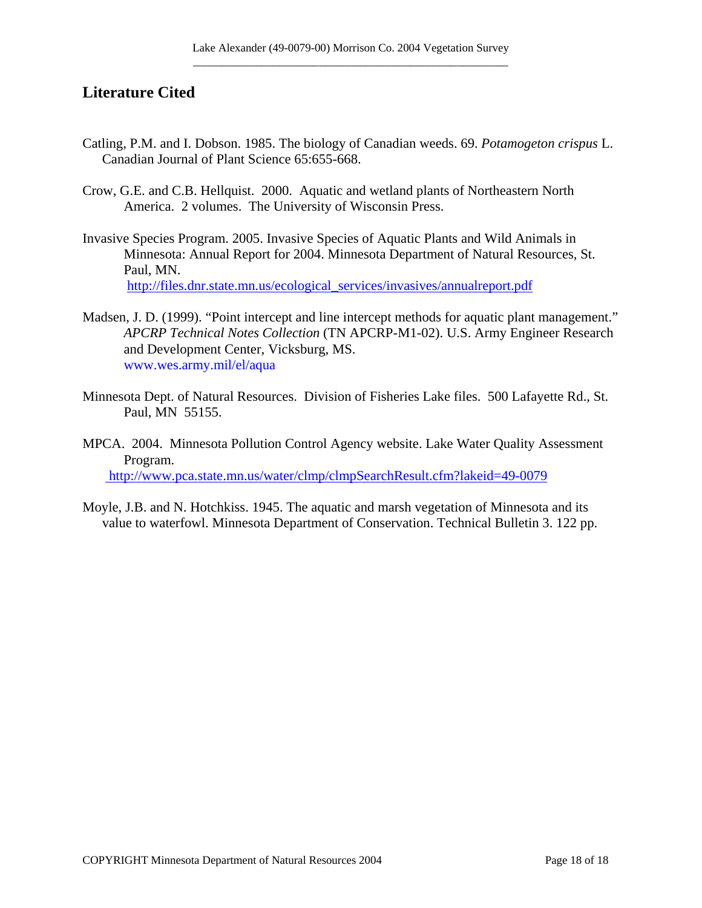## Literature Cited

Catling, P.M. and I. Dobson. 1985. The biology of Canadian weeds. 69. *Potamogeton crispus* L. Canadian Journal of Plant Science 65:655-668.

Crow, G.E. and C.B. Hellquist. 2000. Aquatic and wetland plants of Northeastern North America. 2 volumes. The University of Wisconsin Press.

Invasive Species Program. 2005. Invasive Species of Aquatic Plants and Wild Animals in Minnesota: Annual Report for 2004. Minnesota Department of Natural Resources, St. Paul, MN. http://files.dnr.state.mn.us/ecological_services/invasives/annualreport.pdf

Madsen, J. D. (1999). "Point intercept and line intercept methods for aquatic plant management." *APCRP Technical Notes Collection* (TN APCRP-M1-02). U.S. Army Engineer Research and Development Center, Vicksburg, MS. www.wes.army.mil/el/aqua

Minnesota Dept. of Natural Resources. Division of Fisheries Lake files. 500 Lafayette Rd., St. Paul, MN 55155.

MPCA. 2004. Minnesota Pollution Control Agency website. Lake Water Quality Assessment Program. http://www.pca.state.mn.us/water/clmp/clmpSearchResult.cfm?lakeid=49-0079

Moyle, J.B. and N. Hotchkiss. 1945. The aquatic and marsh vegetation of Minnesota and its value to waterfowl. Minnesota Department of Conservation. Technical Bulletin 3. 122 pp.